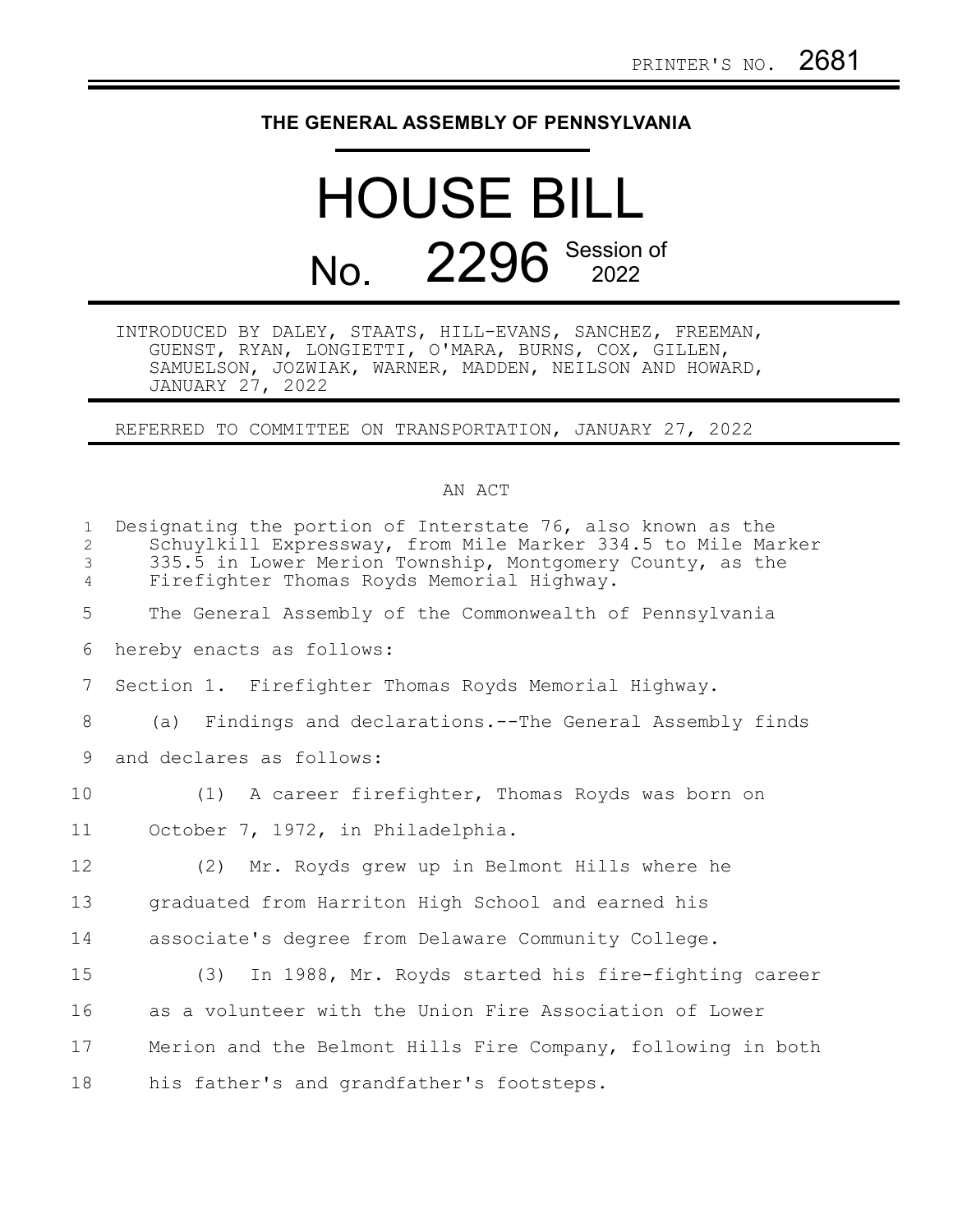PRINTER'S NO. 2681

# THE GENERAL ASSEMBLY OF PENNSYLVANIA

# HOUSE BILL No. 2296 Session of 2022

INTRODUCED BY DALEY, STAATS, HILL-EVANS, SANCHEZ, FREEMAN, GUENST, RYAN, LONGIETTI, O'MARA, BURNS, COX, GILLEN, SAMUELSON, JOZWIAK, WARNER, MADDEN, NEILSON AND HOWARD, JANUARY 27, 2022

REFERRED TO COMMITTEE ON TRANSPORTATION, JANUARY 27, 2022

## AN ACT

Designating the portion of Interstate 76, also known as the Schuylkill Expressway, from Mile Marker 334.5 to Mile Marker 335.5 in Lower Merion Township, Montgomery County, as the Firefighter Thomas Royds Memorial Highway.

The General Assembly of the Commonwealth of Pennsylvania hereby enacts as follows:

Section 1. Firefighter Thomas Royds Memorial Highway.

(a) Findings and declarations.--The General Assembly finds and declares as follows:

(1) A career firefighter, Thomas Royds was born on October 7, 1972, in Philadelphia.

(2) Mr. Royds grew up in Belmont Hills where he graduated from Harriton High School and earned his associate's degree from Delaware Community College.

(3) In 1988, Mr. Royds started his fire-fighting career as a volunteer with the Union Fire Association of Lower Merion and the Belmont Hills Fire Company, following in both his father's and grandfather's footsteps.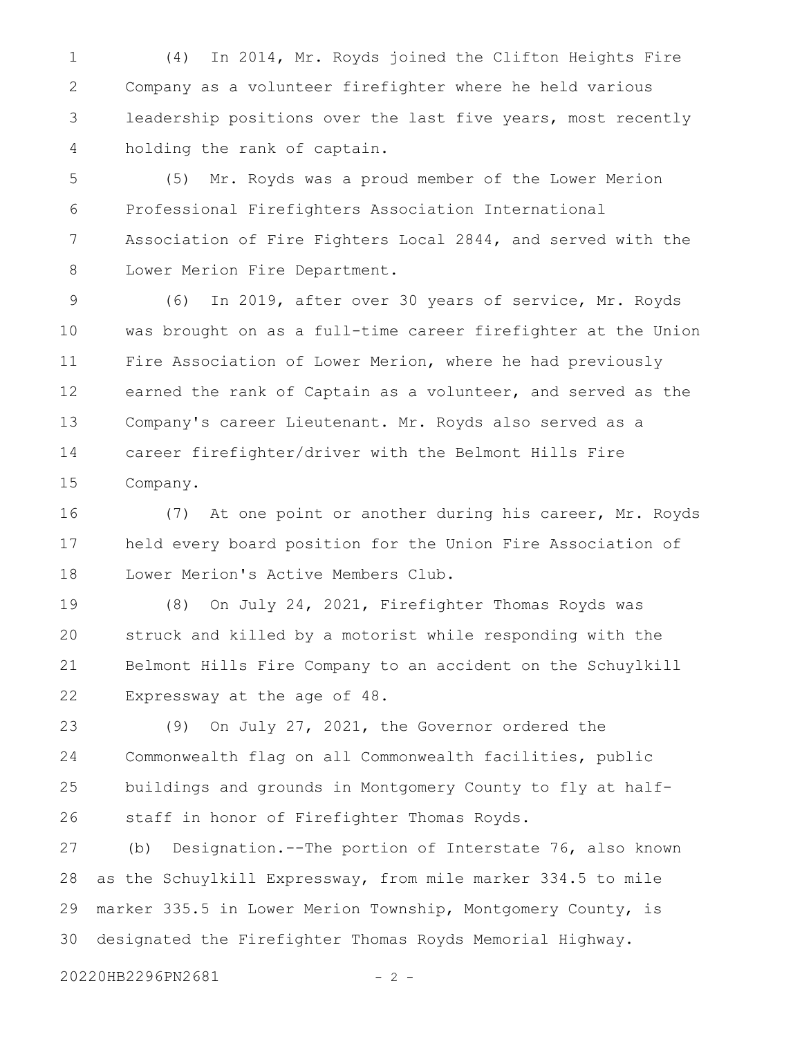(4) In 2014, Mr. Royds joined the Clifton Heights Fire Company as a volunteer firefighter where he held various leadership positions over the last five years, most recently holding the rank of captain.

(5) Mr. Royds was a proud member of the Lower Merion Professional Firefighters Association International Association of Fire Fighters Local 2844, and served with the Lower Merion Fire Department.

(6) In 2019, after over 30 years of service, Mr. Royds was brought on as a full-time career firefighter at the Union Fire Association of Lower Merion, where he had previously earned the rank of Captain as a volunteer, and served as the Company's career Lieutenant. Mr. Royds also served as a career firefighter/driver with the Belmont Hills Fire Company.

(7) At one point or another during his career, Mr. Royds held every board position for the Union Fire Association of Lower Merion's Active Members Club.

(8) On July 24, 2021, Firefighter Thomas Royds was struck and killed by a motorist while responding with the Belmont Hills Fire Company to an accident on the Schuylkill Expressway at the age of 48.

(9) On July 27, 2021, the Governor ordered the Commonwealth flag on all Commonwealth facilities, public buildings and grounds in Montgomery County to fly at half-staff in honor of Firefighter Thomas Royds.

(b) Designation.--The portion of Interstate 76, also known as the Schuylkill Expressway, from mile marker 334.5 to mile marker 335.5 in Lower Merion Township, Montgomery County, is designated the Firefighter Thomas Royds Memorial Highway.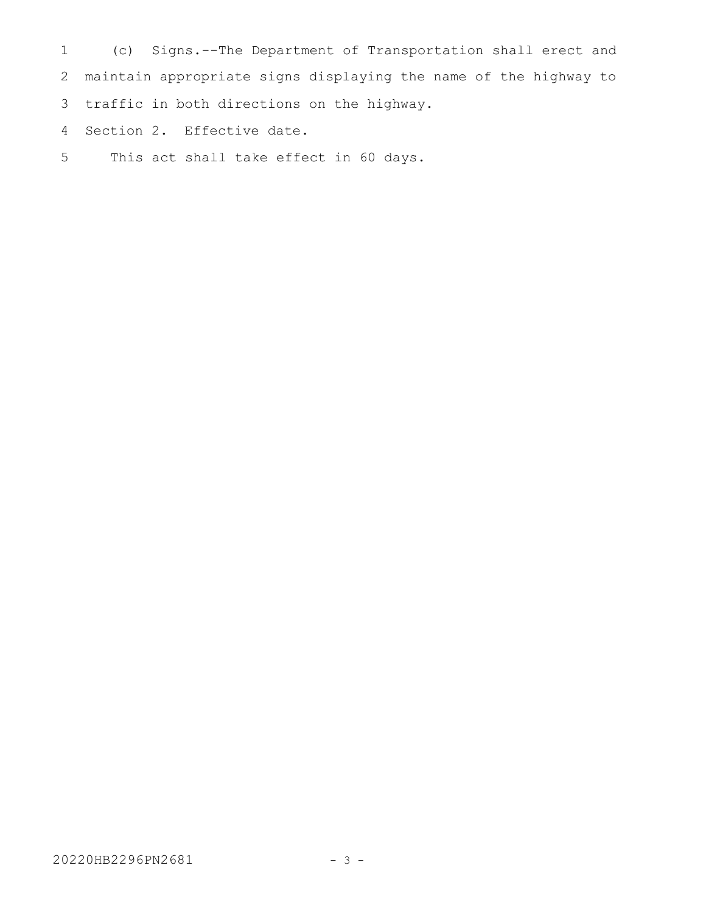(c) Signs.--The Department of Transportation shall erect and maintain appropriate signs displaying the name of the highway to traffic in both directions on the highway.

Section 2. Effective date.

This act shall take effect in 60 days.